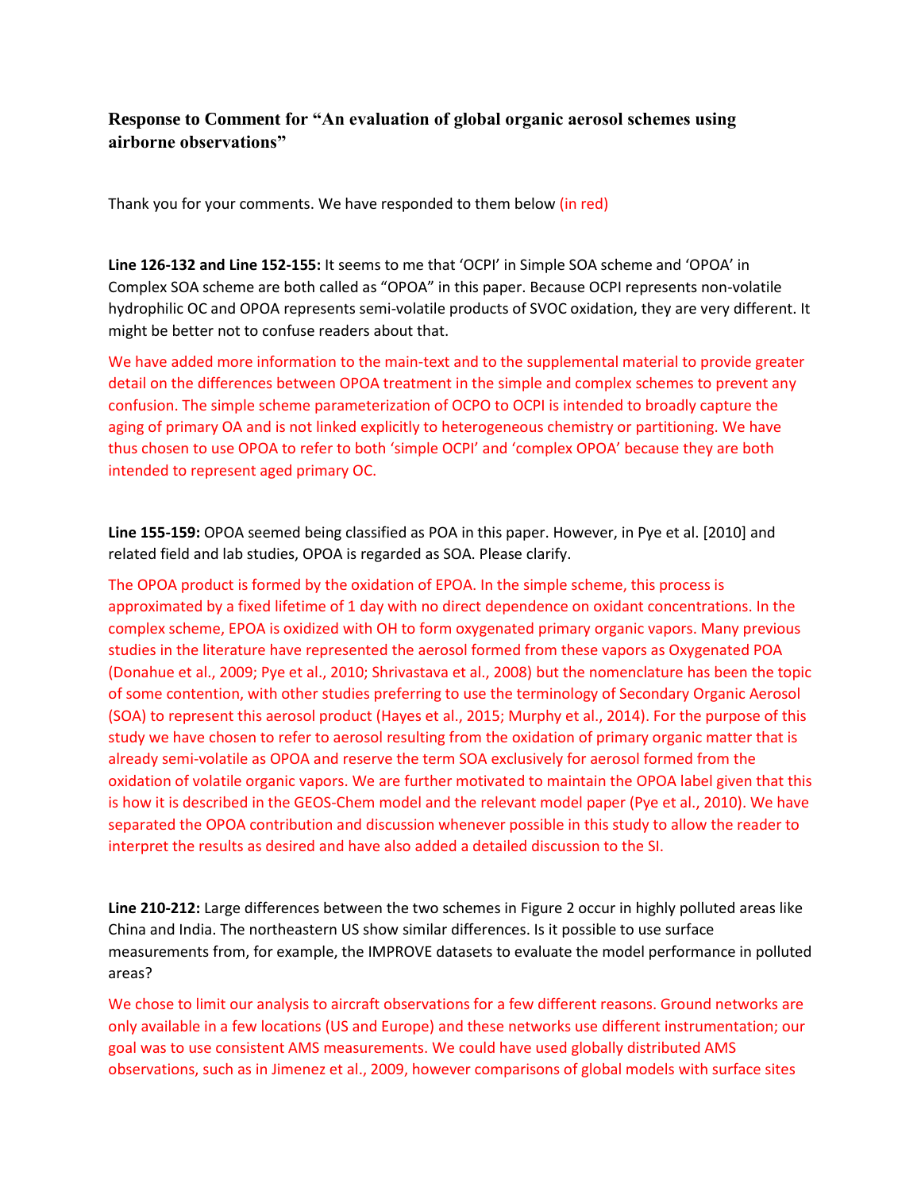### Response to Comment for "An evaluation of global organic aerosol schemes using airborne observations"

Thank you for your comments. We have responded to them below (in red)

**Line 126-132 and Line 152-155:** It seems to me that 'OCPI' in Simple SOA scheme and 'OPOA' in Complex SOA scheme are both called as "OPOA" in this paper. Because OCPI represents non-volatile hydrophilic OC and OPOA represents semi-volatile products of SVOC oxidation, they are very different. It might be better not to confuse readers about that.

We have added more information to the main-text and to the supplemental material to provide greater detail on the differences between OPOA treatment in the simple and complex schemes to prevent any confusion. The simple scheme parameterization of OCPO to OCPI is intended to broadly capture the aging of primary OA and is not linked explicitly to heterogeneous chemistry or partitioning. We have thus chosen to use OPOA to refer to both 'simple OCPI' and 'complex OPOA' because they are both intended to represent aged primary OC.

**Line 155-159:** OPOA seemed being classified as POA in this paper. However, in Pye et al. [2010] and related field and lab studies, OPOA is regarded as SOA. Please clarify.

The OPOA product is formed by the oxidation of EPOA. In the simple scheme, this process is approximated by a fixed lifetime of 1 day with no direct dependence on oxidant concentrations. In the complex scheme, EPOA is oxidized with OH to form oxygenated primary organic vapors. Many previous studies in the literature have represented the aerosol formed from these vapors as Oxygenated POA (Donahue et al., 2009; Pye et al., 2010; Shrivastava et al., 2008) but the nomenclature has been the topic of some contention, with other studies preferring to use the terminology of Secondary Organic Aerosol (SOA) to represent this aerosol product (Hayes et al., 2015; Murphy et al., 2014). For the purpose of this study we have chosen to refer to aerosol resulting from the oxidation of primary organic matter that is already semi-volatile as OPOA and reserve the term SOA exclusively for aerosol formed from the oxidation of volatile organic vapors. We are further motivated to maintain the OPOA label given that this is how it is described in the GEOS-Chem model and the relevant model paper (Pye et al., 2010). We have separated the OPOA contribution and discussion whenever possible in this study to allow the reader to interpret the results as desired and have also added a detailed discussion to the SI.

**Line 210-212:** Large differences between the two schemes in Figure 2 occur in highly polluted areas like China and India. The northeastern US show similar differences. Is it possible to use surface measurements from, for example, the IMPROVE datasets to evaluate the model performance in polluted areas?

We chose to limit our analysis to aircraft observations for a few different reasons. Ground networks are only available in a few locations (US and Europe) and these networks use different instrumentation; our goal was to use consistent AMS measurements. We could have used globally distributed AMS observations, such as in Jimenez et al., 2009, however comparisons of global models with surface sites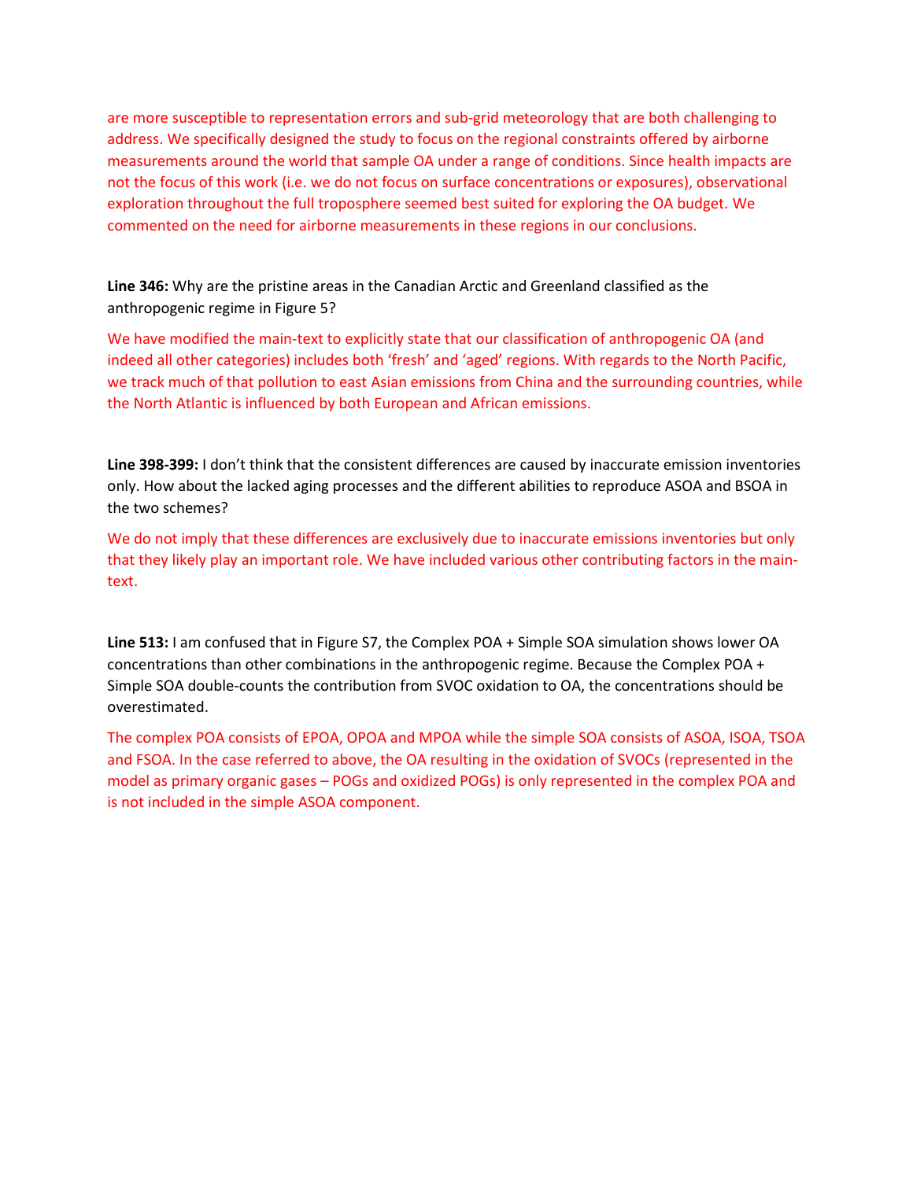are more susceptible to representation errors and sub-grid meteorology that are both challenging to address. We specifically designed the study to focus on the regional constraints offered by airborne measurements around the world that sample OA under a range of conditions. Since health impacts are not the focus of this work (i.e. we do not focus on surface concentrations or exposures), observational exploration throughout the full troposphere seemed best suited for exploring the OA budget. We commented on the need for airborne measurements in these regions in our conclusions.

**Line 346:** Why are the pristine areas in the Canadian Arctic and Greenland classified as the anthropogenic regime in Figure 5?

We have modified the main-text to explicitly state that our classification of anthropogenic OA (and indeed all other categories) includes both 'fresh' and 'aged' regions. With regards to the North Pacific, we track much of that pollution to east Asian emissions from China and the surrounding countries, while the North Atlantic is influenced by both European and African emissions.

**Line 398-399:** I don't think that the consistent differences are caused by inaccurate emission inventories only. How about the lacked aging processes and the different abilities to reproduce ASOA and BSOA in the two schemes?

We do not imply that these differences are exclusively due to inaccurate emissions inventories but only that they likely play an important role. We have included various other contributing factors in the main-text.

**Line 513:** I am confused that in Figure S7, the Complex POA + Simple SOA simulation shows lower OA concentrations than other combinations in the anthropogenic regime. Because the Complex POA + Simple SOA double-counts the contribution from SVOC oxidation to OA, the concentrations should be overestimated.

The complex POA consists of EPOA, OPOA and MPOA while the simple SOA consists of ASOA, ISOA, TSOA and FSOA. In the case referred to above, the OA resulting in the oxidation of SVOCs (represented in the model as primary organic gases – POGs and oxidized POGs) is only represented in the complex POA and is not included in the simple ASOA component.